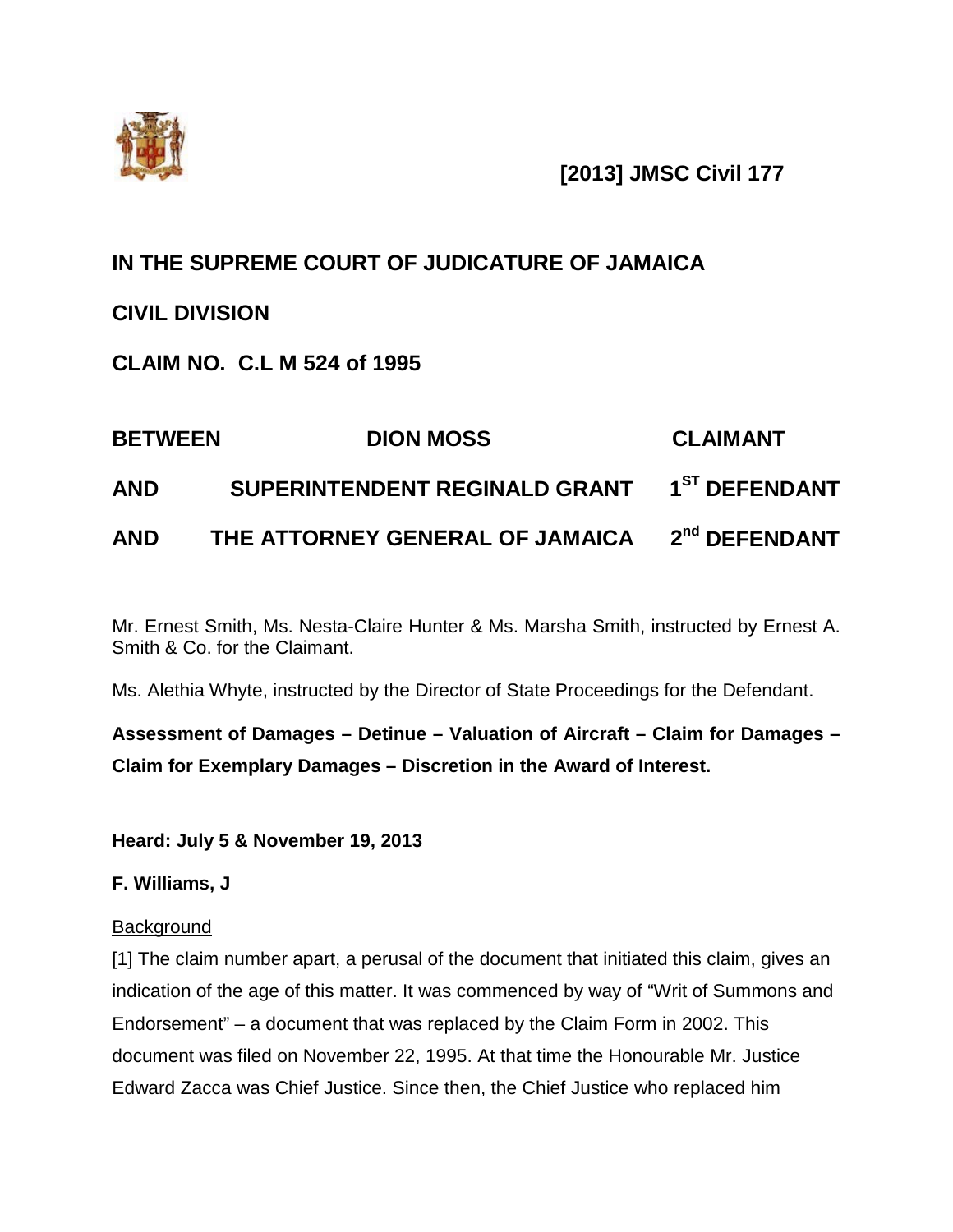**[2013] JMSC Civil 177**

**IN THE SUPREME COURT OF JUDICATURE OF JAMAICA**

**CIVIL DIVISION**

**CLAIM NO. C.L M 524 of 1995**

| | | |
|---|---|---|
| **BETWEEN** | **DION MOSS** | **CLAIMANT** |
| **AND** | **SUPERINTENDENT REGINALD GRANT** | **1ST DEFENDANT** |
| **AND** | **THE ATTORNEY GENERAL OF JAMAICA** | **2nd DEFENDANT** |

Mr. Ernest Smith, Ms. Nesta-Claire Hunter & Ms. Marsha Smith, instructed by Ernest A. Smith & Co. for the Claimant.

Ms. Alethia Whyte, instructed by the Director of State Proceedings for the Defendant.

**Assessment of Damages – Detinue – Valuation of Aircraft – Claim for Damages – Claim for Exemplary Damages – Discretion in the Award of Interest.**

**Heard: July 5 & November 19, 2013**

**F. Williams, J**

Background

[1] The claim number apart, a perusal of the document that initiated this claim, gives an indication of the age of this matter. It was commenced by way of "Writ of Summons and Endorsement" – a document that was replaced by the Claim Form in 2002. This document was filed on November 22, 1995. At that time the Honourable Mr. Justice Edward Zacca was Chief Justice. Since then, the Chief Justice who replaced him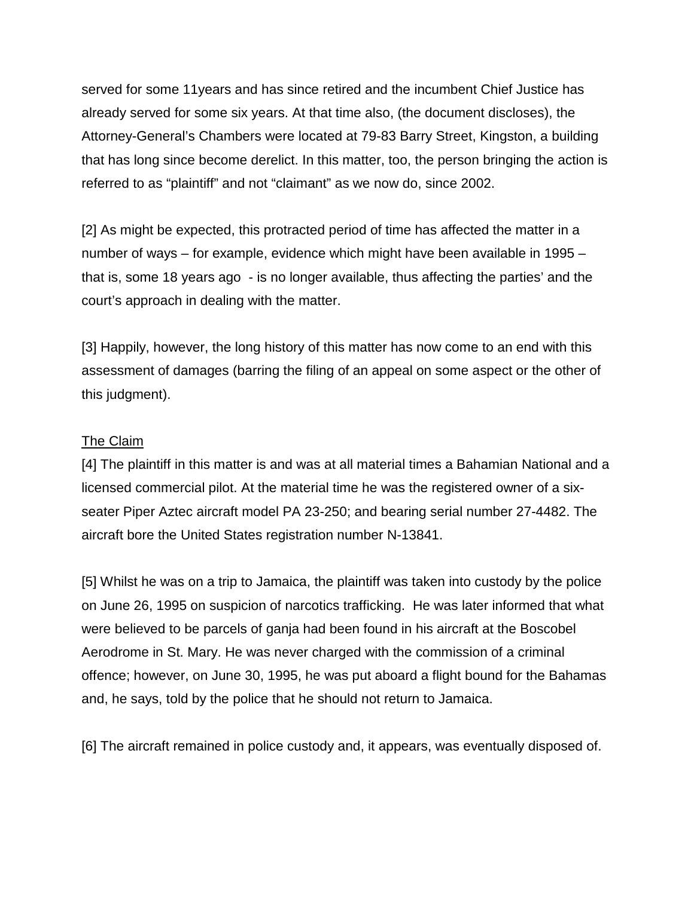served for some 11years and has since retired and the incumbent Chief Justice has already served for some six years. At that time also, (the document discloses), the Attorney-General's Chambers were located at 79-83 Barry Street, Kingston, a building that has long since become derelict. In this matter, too, the person bringing the action is referred to as "plaintiff" and not "claimant" as we now do, since 2002.

[2] As might be expected, this protracted period of time has affected the matter in a number of ways – for example, evidence which might have been available in 1995 – that is, some 18 years ago - is no longer available, thus affecting the parties' and the court's approach in dealing with the matter.

[3] Happily, however, the long history of this matter has now come to an end with this assessment of damages (barring the filing of an appeal on some aspect or the other of this judgment).

<u>The Claim</u>

[4] The plaintiff in this matter is and was at all material times a Bahamian National and a licensed commercial pilot. At the material time he was the registered owner of a six-seater Piper Aztec aircraft model PA 23-250; and bearing serial number 27-4482. The aircraft bore the United States registration number N-13841.

[5] Whilst he was on a trip to Jamaica, the plaintiff was taken into custody by the police on June 26, 1995 on suspicion of narcotics trafficking. He was later informed that what were believed to be parcels of ganja had been found in his aircraft at the Boscobel Aerodrome in St. Mary. He was never charged with the commission of a criminal offence; however, on June 30, 1995, he was put aboard a flight bound for the Bahamas and, he says, told by the police that he should not return to Jamaica.

[6] The aircraft remained in police custody and, it appears, was eventually disposed of.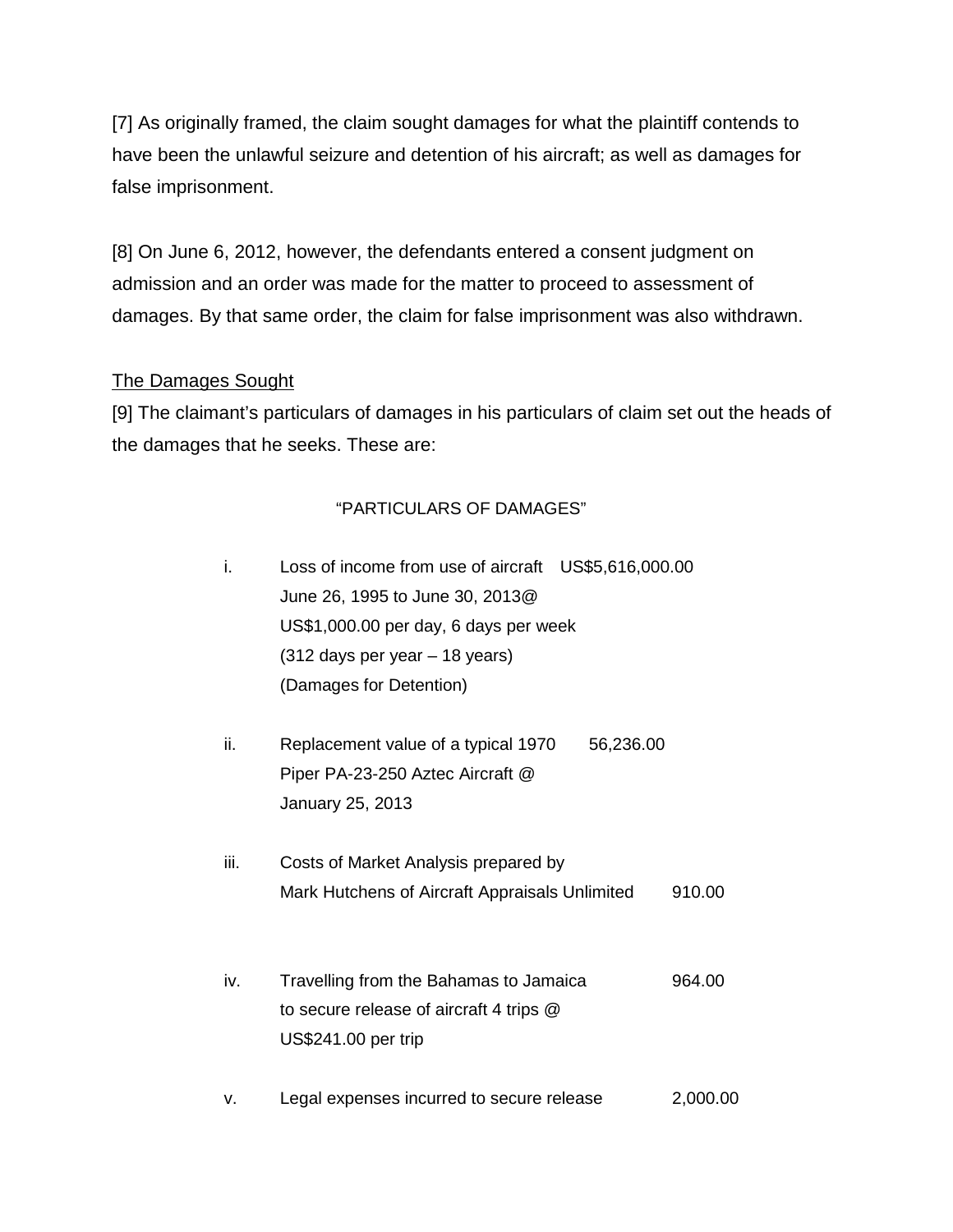[7] As originally framed, the claim sought damages for what the plaintiff contends to have been the unlawful seizure and detention of his aircraft; as well as damages for false imprisonment.

[8] On June 6, 2012, however, the defendants entered a consent judgment on admission and an order was made for the matter to proceed to assessment of damages. By that same order, the claim for false imprisonment was also withdrawn.

<u>The Damages Sought</u>

[9] The claimant's particulars of damages in his particulars of claim set out the heads of the damages that he seeks. These are:

"PARTICULARS OF DAMAGES"

| | | |
|---|---|---|
| i. | Loss of income from use of aircraft June 26, 1995 to June 30, 2013@ US$1,000.00 per day, 6 days per week (312 days per year – 18 years) (Damages for Detention) | US$5,616,000.00 |
| ii. | Replacement value of a typical 1970 Piper PA-23-250 Aztec Aircraft @ January 25, 2013 | 56,236.00 |
| iii. | Costs of Market Analysis prepared by Mark Hutchens of Aircraft Appraisals Unlimited | 910.00 |
| iv. | Travelling from the Bahamas to Jamaica to secure release of aircraft 4 trips @ US$241.00 per trip | 964.00 |
| v. | Legal expenses incurred to secure release | 2,000.00 |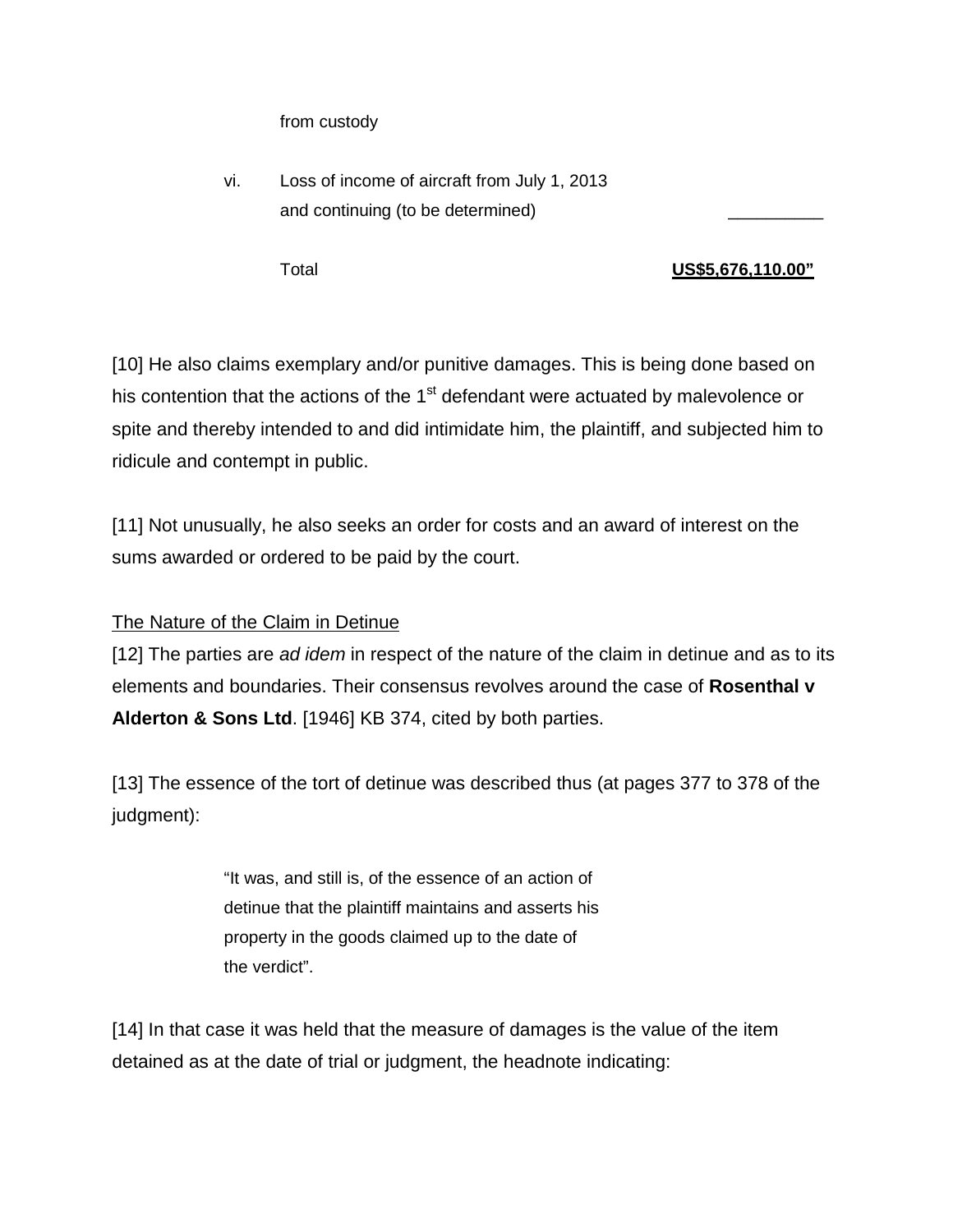from custody

vi. Loss of income of aircraft from July 1, 2013 and continuing (to be determined) __________

Total **US$5,676,110.00"**

[10] He also claims exemplary and/or punitive damages. This is being done based on his contention that the actions of the 1st defendant were actuated by malevolence or spite and thereby intended to and did intimidate him, the plaintiff, and subjected him to ridicule and contempt in public.

[11] Not unusually, he also seeks an order for costs and an award of interest on the sums awarded or ordered to be paid by the court.

The Nature of the Claim in Detinue

[12] The parties are *ad idem* in respect of the nature of the claim in detinue and as to its elements and boundaries. Their consensus revolves around the case of **Rosenthal v Alderton & Sons Ltd**. [1946] KB 374, cited by both parties.

[13] The essence of the tort of detinue was described thus (at pages 377 to 378 of the judgment):

> "It was, and still is, of the essence of an action of detinue that the plaintiff maintains and asserts his property in the goods claimed up to the date of the verdict".

[14] In that case it was held that the measure of damages is the value of the item detained as at the date of trial or judgment, the headnote indicating: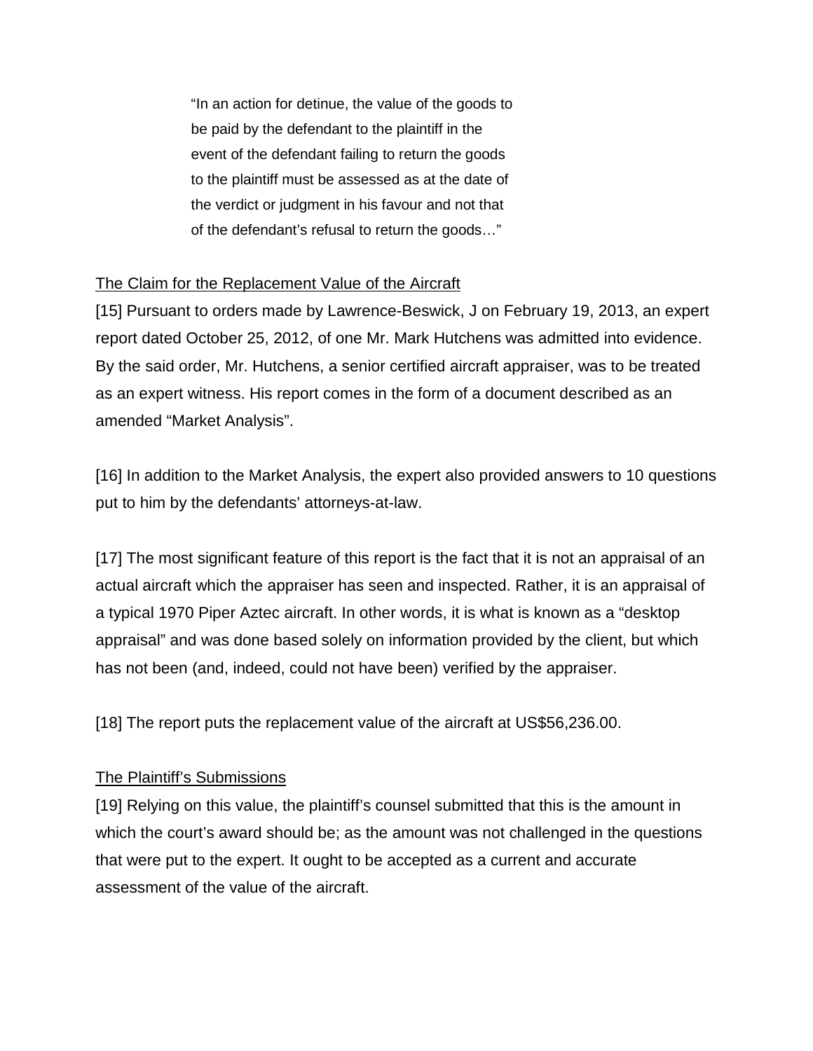> "In an action for detinue, the value of the goods to be paid by the defendant to the plaintiff in the event of the defendant failing to return the goods to the plaintiff must be assessed as at the date of the verdict or judgment in his favour and not that of the defendant's refusal to return the goods…"

<u>The Claim for the Replacement Value of the Aircraft</u>

[15] Pursuant to orders made by Lawrence-Beswick, J on February 19, 2013, an expert report dated October 25, 2012, of one Mr. Mark Hutchens was admitted into evidence. By the said order, Mr. Hutchens, a senior certified aircraft appraiser, was to be treated as an expert witness. His report comes in the form of a document described as an amended "Market Analysis".

[16] In addition to the Market Analysis, the expert also provided answers to 10 questions put to him by the defendants' attorneys-at-law.

[17] The most significant feature of this report is the fact that it is not an appraisal of an actual aircraft which the appraiser has seen and inspected. Rather, it is an appraisal of a typical 1970 Piper Aztec aircraft. In other words, it is what is known as a "desktop appraisal" and was done based solely on information provided by the client, but which has not been (and, indeed, could not have been) verified by the appraiser.

[18] The report puts the replacement value of the aircraft at US$56,236.00.

<u>The Plaintiff's Submissions</u>

[19] Relying on this value, the plaintiff's counsel submitted that this is the amount in which the court's award should be; as the amount was not challenged in the questions that were put to the expert. It ought to be accepted as a current and accurate assessment of the value of the aircraft.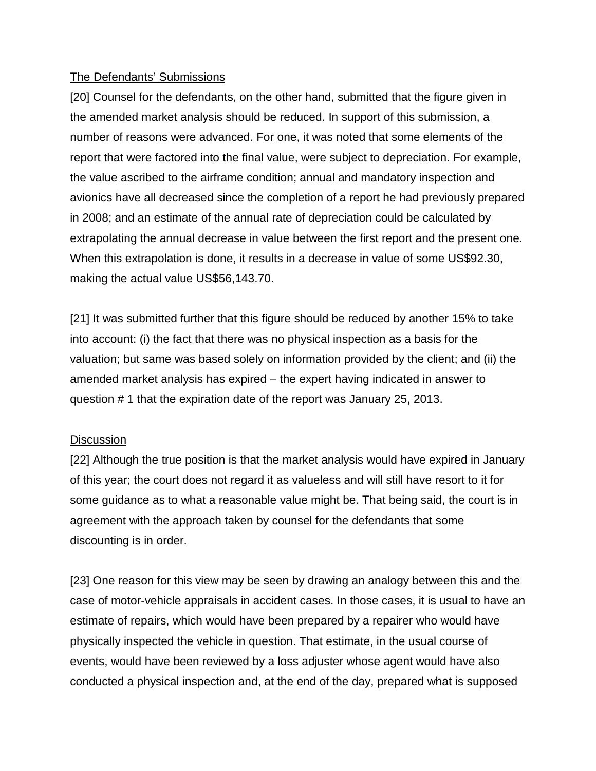The Defendants' Submissions

[20] Counsel for the defendants, on the other hand, submitted that the figure given in the amended market analysis should be reduced. In support of this submission, a number of reasons were advanced. For one, it was noted that some elements of the report that were factored into the final value, were subject to depreciation. For example, the value ascribed to the airframe condition; annual and mandatory inspection and avionics have all decreased since the completion of a report he had previously prepared in 2008; and an estimate of the annual rate of depreciation could be calculated by extrapolating the annual decrease in value between the first report and the present one. When this extrapolation is done, it results in a decrease in value of some US$92.30, making the actual value US$56,143.70.

[21] It was submitted further that this figure should be reduced by another 15% to take into account: (i) the fact that there was no physical inspection as a basis for the valuation; but same was based solely on information provided by the client; and (ii) the amended market analysis has expired – the expert having indicated in answer to question # 1 that the expiration date of the report was January 25, 2013.

Discussion

[22] Although the true position is that the market analysis would have expired in January of this year; the court does not regard it as valueless and will still have resort to it for some guidance as to what a reasonable value might be. That being said, the court is in agreement with the approach taken by counsel for the defendants that some discounting is in order.

[23] One reason for this view may be seen by drawing an analogy between this and the case of motor-vehicle appraisals in accident cases. In those cases, it is usual to have an estimate of repairs, which would have been prepared by a repairer who would have physically inspected the vehicle in question. That estimate, in the usual course of events, would have been reviewed by a loss adjuster whose agent would have also conducted a physical inspection and, at the end of the day, prepared what is supposed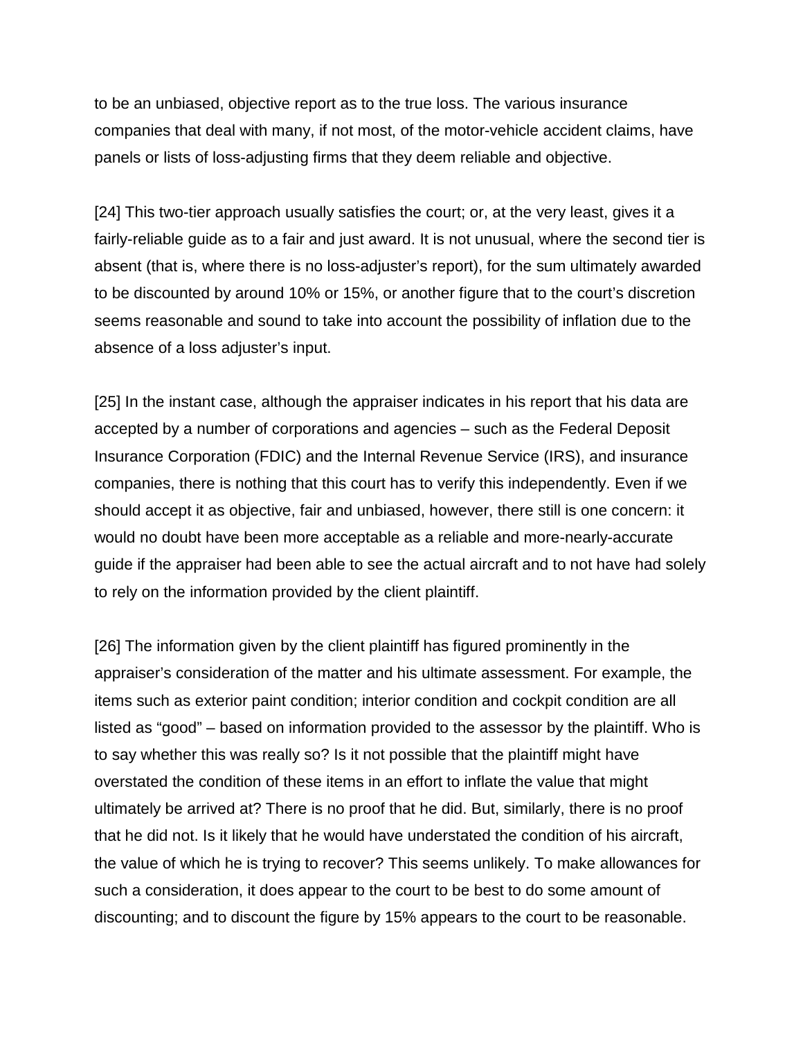to be an unbiased, objective report as to the true loss. The various insurance companies that deal with many, if not most, of the motor-vehicle accident claims, have panels or lists of loss-adjusting firms that they deem reliable and objective.

[24] This two-tier approach usually satisfies the court; or, at the very least, gives it a fairly-reliable guide as to a fair and just award. It is not unusual, where the second tier is absent (that is, where there is no loss-adjuster's report), for the sum ultimately awarded to be discounted by around 10% or 15%, or another figure that to the court's discretion seems reasonable and sound to take into account the possibility of inflation due to the absence of a loss adjuster's input.

[25] In the instant case, although the appraiser indicates in his report that his data are accepted by a number of corporations and agencies – such as the Federal Deposit Insurance Corporation (FDIC) and the Internal Revenue Service (IRS), and insurance companies, there is nothing that this court has to verify this independently. Even if we should accept it as objective, fair and unbiased, however, there still is one concern: it would no doubt have been more acceptable as a reliable and more-nearly-accurate guide if the appraiser had been able to see the actual aircraft and to not have had solely to rely on the information provided by the client plaintiff.

[26] The information given by the client plaintiff has figured prominently in the appraiser's consideration of the matter and his ultimate assessment. For example, the items such as exterior paint condition; interior condition and cockpit condition are all listed as "good" – based on information provided to the assessor by the plaintiff. Who is to say whether this was really so? Is it not possible that the plaintiff might have overstated the condition of these items in an effort to inflate the value that might ultimately be arrived at? There is no proof that he did. But, similarly, there is no proof that he did not. Is it likely that he would have understated the condition of his aircraft, the value of which he is trying to recover? This seems unlikely. To make allowances for such a consideration, it does appear to the court to be best to do some amount of discounting; and to discount the figure by 15% appears to the court to be reasonable.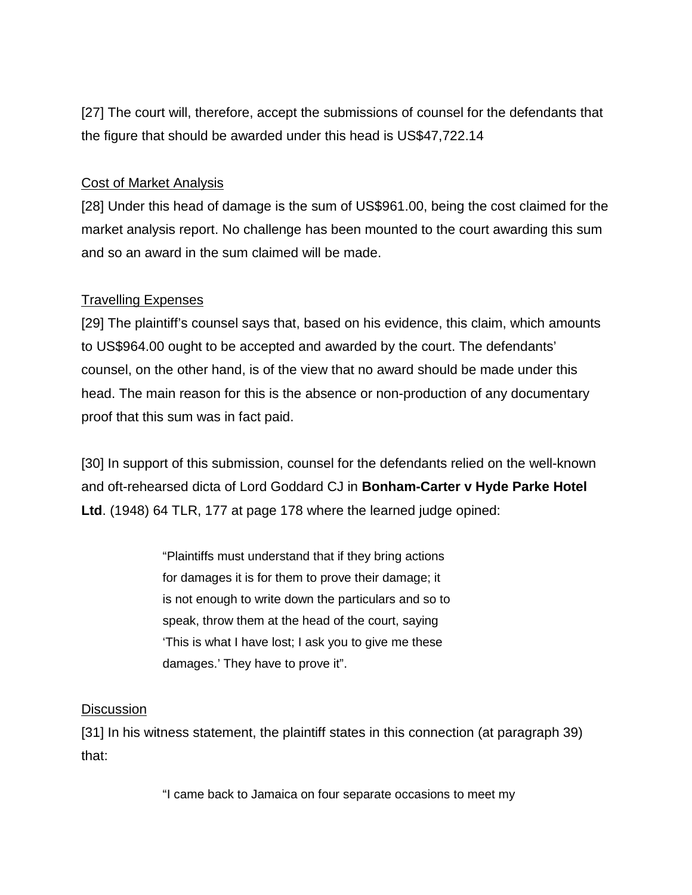[27] The court will, therefore, accept the submissions of counsel for the defendants that the figure that should be awarded under this head is US$47,722.14

Cost of Market Analysis

[28] Under this head of damage is the sum of US$961.00, being the cost claimed for the market analysis report. No challenge has been mounted to the court awarding this sum and so an award in the sum claimed will be made.

Travelling Expenses

[29] The plaintiff's counsel says that, based on his evidence, this claim, which amounts to US$964.00 ought to be accepted and awarded by the court. The defendants' counsel, on the other hand, is of the view that no award should be made under this head. The main reason for this is the absence or non-production of any documentary proof that this sum was in fact paid.

[30] In support of this submission, counsel for the defendants relied on the well-known and oft-rehearsed dicta of Lord Goddard CJ in **Bonham-Carter v Hyde Parke Hotel Ltd**. (1948) 64 TLR, 177 at page 178 where the learned judge opined:

> "Plaintiffs must understand that if they bring actions for damages it is for them to prove their damage; it is not enough to write down the particulars and so to speak, throw them at the head of the court, saying 'This is what I have lost; I ask you to give me these damages.' They have to prove it".

Discussion

[31] In his witness statement, the plaintiff states in this connection (at paragraph 39) that:

> "I came back to Jamaica on four separate occasions to meet my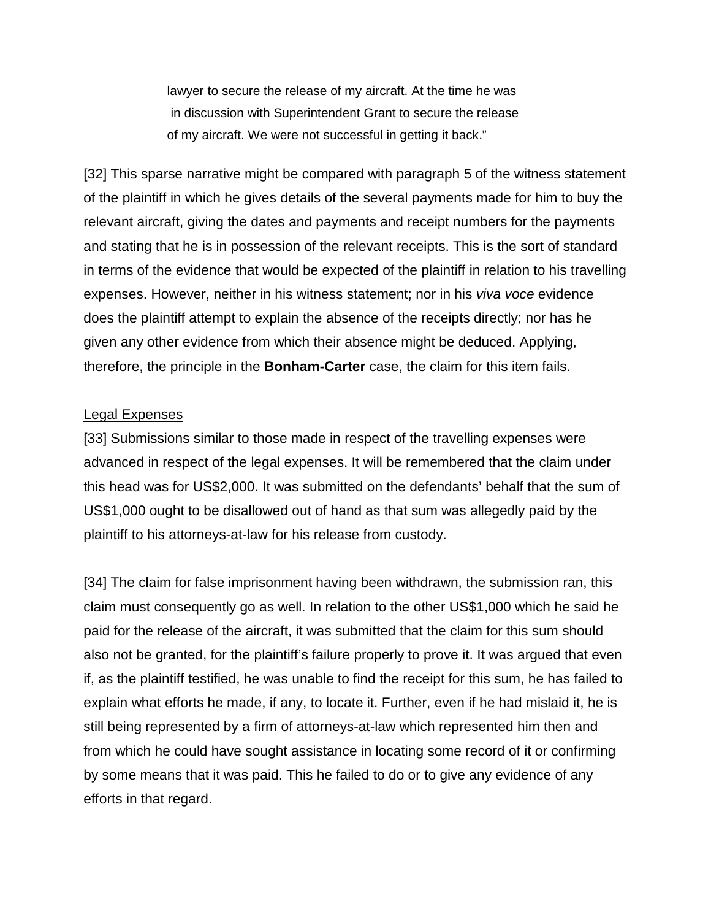> lawyer to secure the release of my aircraft. At the time he was in discussion with Superintendent Grant to secure the release of my aircraft. We were not successful in getting it back."

[32] This sparse narrative might be compared with paragraph 5 of the witness statement of the plaintiff in which he gives details of the several payments made for him to buy the relevant aircraft, giving the dates and payments and receipt numbers for the payments and stating that he is in possession of the relevant receipts. This is the sort of standard in terms of the evidence that would be expected of the plaintiff in relation to his travelling expenses. However, neither in his witness statement; nor in his *viva voce* evidence does the plaintiff attempt to explain the absence of the receipts directly; nor has he given any other evidence from which their absence might be deduced. Applying, therefore, the principle in the **Bonham-Carter** case, the claim for this item fails.

<u>Legal Expenses</u>

[33] Submissions similar to those made in respect of the travelling expenses were advanced in respect of the legal expenses. It will be remembered that the claim under this head was for US$2,000. It was submitted on the defendants' behalf that the sum of US$1,000 ought to be disallowed out of hand as that sum was allegedly paid by the plaintiff to his attorneys-at-law for his release from custody.

[34] The claim for false imprisonment having been withdrawn, the submission ran, this claim must consequently go as well. In relation to the other US$1,000 which he said he paid for the release of the aircraft, it was submitted that the claim for this sum should also not be granted, for the plaintiff's failure properly to prove it. It was argued that even if, as the plaintiff testified, he was unable to find the receipt for this sum, he has failed to explain what efforts he made, if any, to locate it. Further, even if he had mislaid it, he is still being represented by a firm of attorneys-at-law which represented him then and from which he could have sought assistance in locating some record of it or confirming by some means that it was paid. This he failed to do or to give any evidence of any efforts in that regard.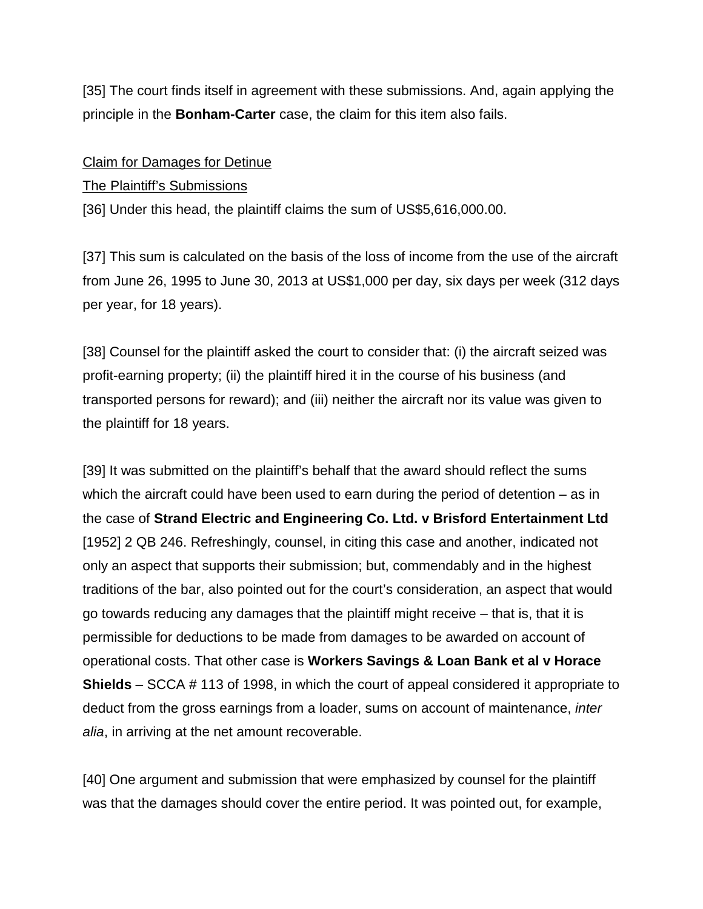[35] The court finds itself in agreement with these submissions. And, again applying the principle in the **Bonham-Carter** case, the claim for this item also fails.

<u>Claim for Damages for Detinue</u>

<u>The Plaintiff's Submissions</u>

[36] Under this head, the plaintiff claims the sum of US$5,616,000.00.

[37] This sum is calculated on the basis of the loss of income from the use of the aircraft from June 26, 1995 to June 30, 2013 at US$1,000 per day, six days per week (312 days per year, for 18 years).

[38] Counsel for the plaintiff asked the court to consider that: (i) the aircraft seized was profit-earning property; (ii) the plaintiff hired it in the course of his business (and transported persons for reward); and (iii) neither the aircraft nor its value was given to the plaintiff for 18 years.

[39] It was submitted on the plaintiff's behalf that the award should reflect the sums which the aircraft could have been used to earn during the period of detention – as in the case of **Strand Electric and Engineering Co. Ltd. v Brisford Entertainment Ltd** [1952] 2 QB 246. Refreshingly, counsel, in citing this case and another, indicated not only an aspect that supports their submission; but, commendably and in the highest traditions of the bar, also pointed out for the court's consideration, an aspect that would go towards reducing any damages that the plaintiff might receive – that is, that it is permissible for deductions to be made from damages to be awarded on account of operational costs. That other case is **Workers Savings & Loan Bank et al v Horace Shields** – SCCA # 113 of 1998, in which the court of appeal considered it appropriate to deduct from the gross earnings from a loader, sums on account of maintenance, *inter alia*, in arriving at the net amount recoverable.

[40] One argument and submission that were emphasized by counsel for the plaintiff was that the damages should cover the entire period. It was pointed out, for example,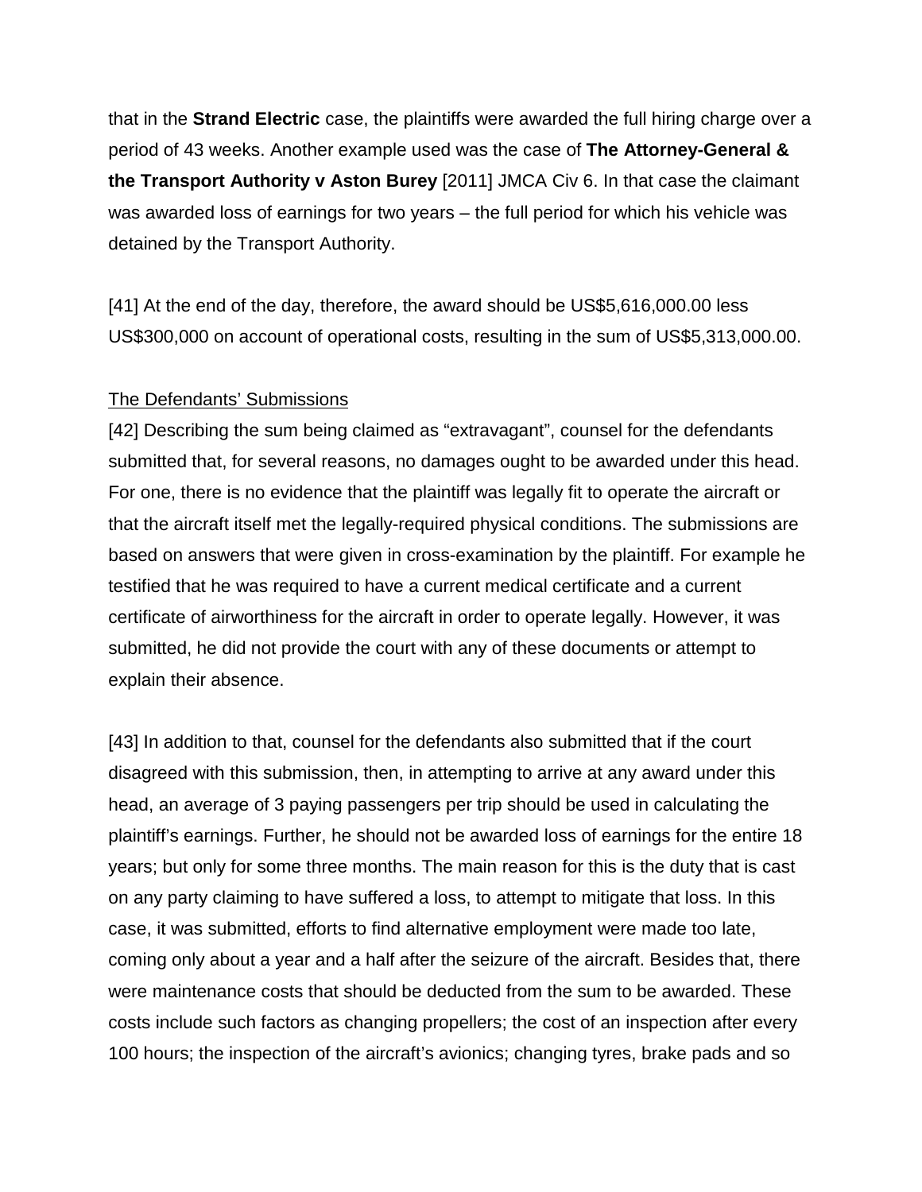that in the **Strand Electric** case, the plaintiffs were awarded the full hiring charge over a period of 43 weeks. Another example used was the case of **The Attorney-General & the Transport Authority v Aston Burey** [2011] JMCA Civ 6. In that case the claimant was awarded loss of earnings for two years – the full period for which his vehicle was detained by the Transport Authority.

[41] At the end of the day, therefore, the award should be US$5,616,000.00 less US$300,000 on account of operational costs, resulting in the sum of US$5,313,000.00.

<u>The Defendants' Submissions</u>

[42] Describing the sum being claimed as "extravagant", counsel for the defendants submitted that, for several reasons, no damages ought to be awarded under this head. For one, there is no evidence that the plaintiff was legally fit to operate the aircraft or that the aircraft itself met the legally-required physical conditions. The submissions are based on answers that were given in cross-examination by the plaintiff. For example he testified that he was required to have a current medical certificate and a current certificate of airworthiness for the aircraft in order to operate legally. However, it was submitted, he did not provide the court with any of these documents or attempt to explain their absence.

[43] In addition to that, counsel for the defendants also submitted that if the court disagreed with this submission, then, in attempting to arrive at any award under this head, an average of 3 paying passengers per trip should be used in calculating the plaintiff's earnings. Further, he should not be awarded loss of earnings for the entire 18 years; but only for some three months. The main reason for this is the duty that is cast on any party claiming to have suffered a loss, to attempt to mitigate that loss. In this case, it was submitted, efforts to find alternative employment were made too late, coming only about a year and a half after the seizure of the aircraft. Besides that, there were maintenance costs that should be deducted from the sum to be awarded. These costs include such factors as changing propellers; the cost of an inspection after every 100 hours; the inspection of the aircraft's avionics; changing tyres, brake pads and so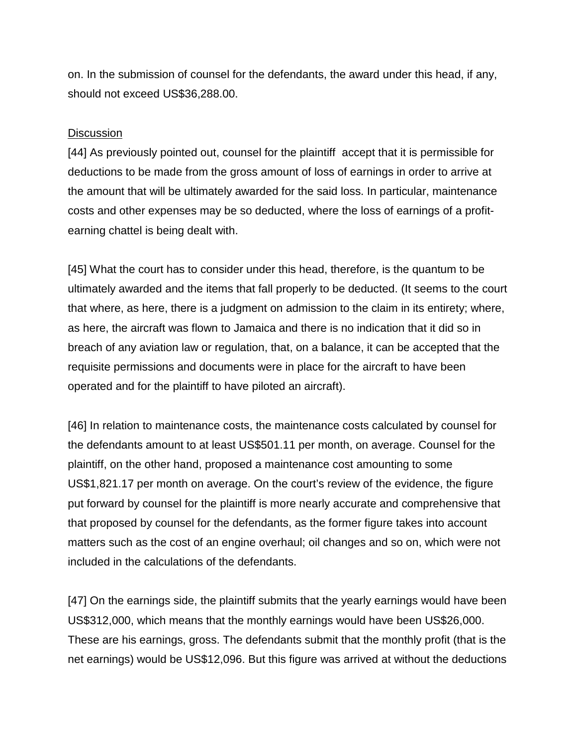on. In the submission of counsel for the defendants, the award under this head, if any, should not exceed US$36,288.00.

<u>Discussion</u>

[44] As previously pointed out, counsel for the plaintiff accept that it is permissible for deductions to be made from the gross amount of loss of earnings in order to arrive at the amount that will be ultimately awarded for the said loss. In particular, maintenance costs and other expenses may be so deducted, where the loss of earnings of a profit-earning chattel is being dealt with.

[45] What the court has to consider under this head, therefore, is the quantum to be ultimately awarded and the items that fall properly to be deducted. (It seems to the court that where, as here, there is a judgment on admission to the claim in its entirety; where, as here, the aircraft was flown to Jamaica and there is no indication that it did so in breach of any aviation law or regulation, that, on a balance, it can be accepted that the requisite permissions and documents were in place for the aircraft to have been operated and for the plaintiff to have piloted an aircraft).

[46] In relation to maintenance costs, the maintenance costs calculated by counsel for the defendants amount to at least US$501.11 per month, on average. Counsel for the plaintiff, on the other hand, proposed a maintenance cost amounting to some US$1,821.17 per month on average. On the court's review of the evidence, the figure put forward by counsel for the plaintiff is more nearly accurate and comprehensive that that proposed by counsel for the defendants, as the former figure takes into account matters such as the cost of an engine overhaul; oil changes and so on, which were not included in the calculations of the defendants.

[47] On the earnings side, the plaintiff submits that the yearly earnings would have been US$312,000, which means that the monthly earnings would have been US$26,000. These are his earnings, gross. The defendants submit that the monthly profit (that is the net earnings) would be US$12,096. But this figure was arrived at without the deductions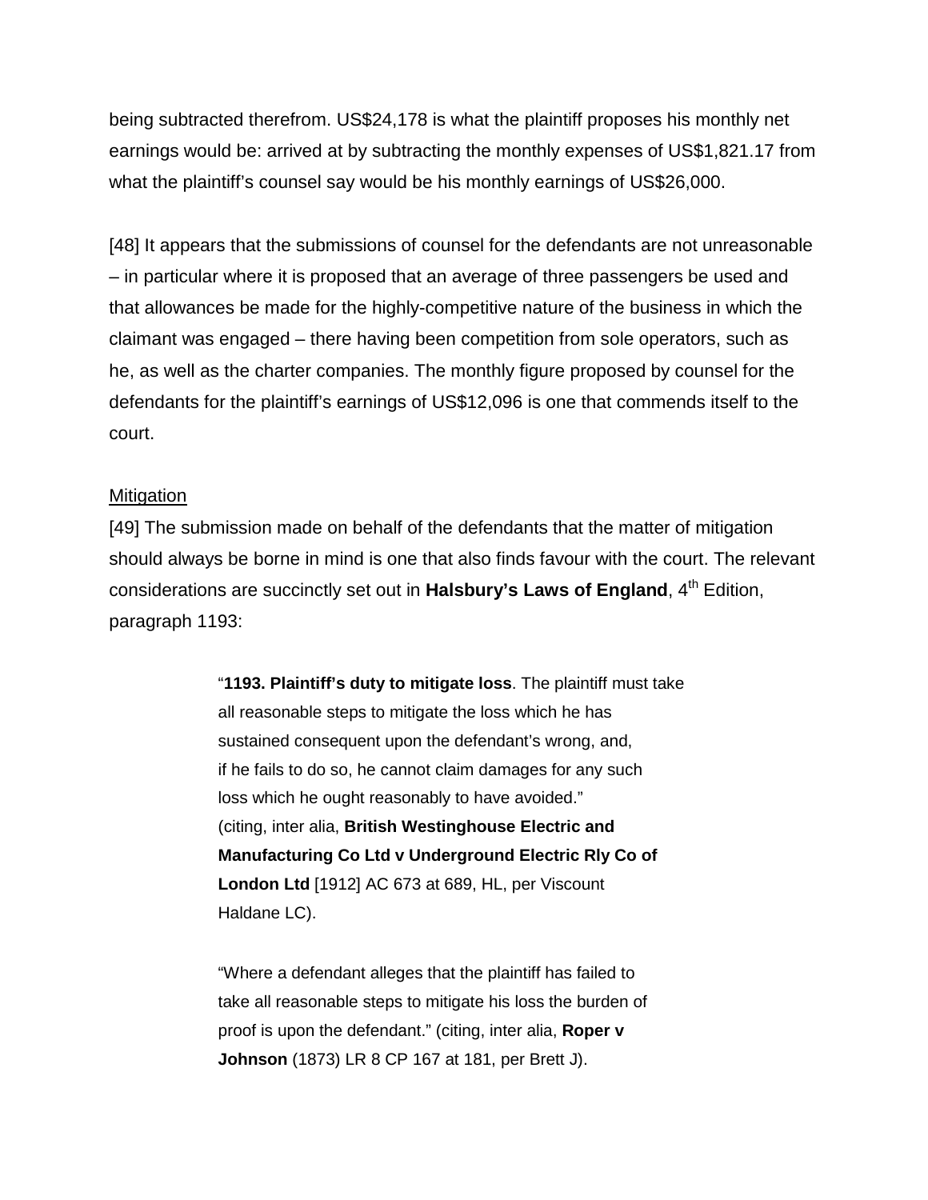being subtracted therefrom. US$24,178 is what the plaintiff proposes his monthly net earnings would be: arrived at by subtracting the monthly expenses of US$1,821.17 from what the plaintiff's counsel say would be his monthly earnings of US$26,000.

[48] It appears that the submissions of counsel for the defendants are not unreasonable – in particular where it is proposed that an average of three passengers be used and that allowances be made for the highly-competitive nature of the business in which the claimant was engaged – there having been competition from sole operators, such as he, as well as the charter companies. The monthly figure proposed by counsel for the defendants for the plaintiff's earnings of US$12,096 is one that commends itself to the court.

<u>Mitigation</u>

[49] The submission made on behalf of the defendants that the matter of mitigation should always be borne in mind is one that also finds favour with the court. The relevant considerations are succinctly set out in **Halsbury's Laws of England**, 4th Edition, paragraph 1193:

> "**1193. Plaintiff's duty to mitigate loss**. The plaintiff must take all reasonable steps to mitigate the loss which he has sustained consequent upon the defendant's wrong, and, if he fails to do so, he cannot claim damages for any such loss which he ought reasonably to have avoided." (citing, inter alia, **British Westinghouse Electric and Manufacturing Co Ltd v Underground Electric Rly Co of London Ltd** [1912] AC 673 at 689, HL, per Viscount Haldane LC).
>
> "Where a defendant alleges that the plaintiff has failed to take all reasonable steps to mitigate his loss the burden of proof is upon the defendant." (citing, inter alia, **Roper v Johnson** (1873) LR 8 CP 167 at 181, per Brett J).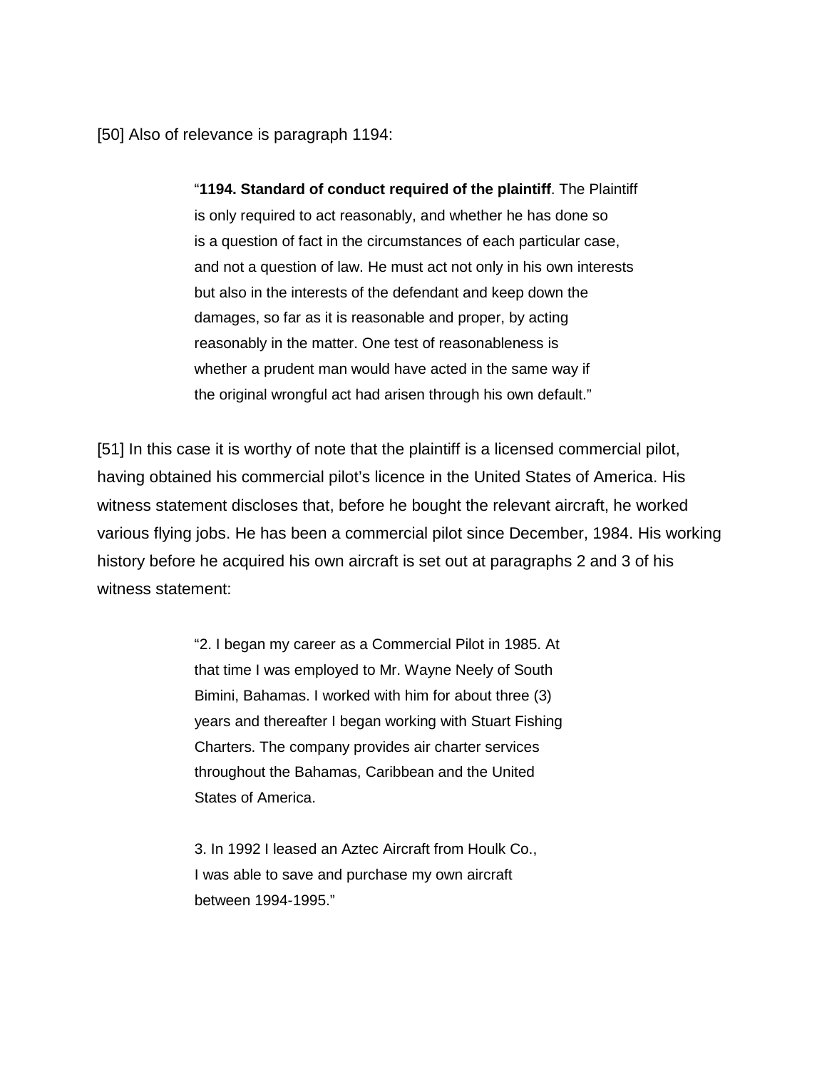[50] Also of relevance is paragraph 1194:

> "**1194. Standard of conduct required of the plaintiff**. The Plaintiff is only required to act reasonably, and whether he has done so is a question of fact in the circumstances of each particular case, and not a question of law. He must act not only in his own interests but also in the interests of the defendant and keep down the damages, so far as it is reasonable and proper, by acting reasonably in the matter. One test of reasonableness is whether a prudent man would have acted in the same way if the original wrongful act had arisen through his own default."

[51] In this case it is worthy of note that the plaintiff is a licensed commercial pilot, having obtained his commercial pilot's licence in the United States of America. His witness statement discloses that, before he bought the relevant aircraft, he worked various flying jobs. He has been a commercial pilot since December, 1984. His working history before he acquired his own aircraft is set out at paragraphs 2 and 3 of his witness statement:

> "2. I began my career as a Commercial Pilot in 1985. At that time I was employed to Mr. Wayne Neely of South Bimini, Bahamas. I worked with him for about three (3) years and thereafter I began working with Stuart Fishing Charters. The company provides air charter services throughout the Bahamas, Caribbean and the United States of America.
>
> 3. In 1992 I leased an Aztec Aircraft from Houlk Co., I was able to save and purchase my own aircraft between 1994-1995."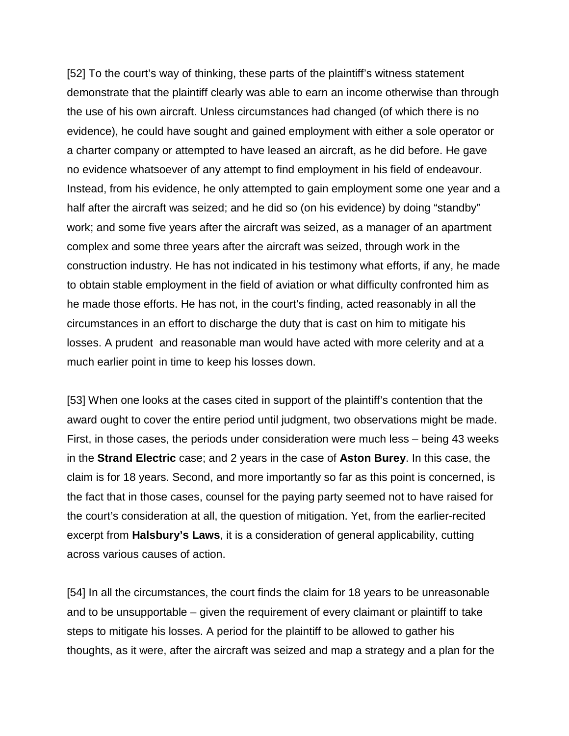[52] To the court's way of thinking, these parts of the plaintiff's witness statement demonstrate that the plaintiff clearly was able to earn an income otherwise than through the use of his own aircraft. Unless circumstances had changed (of which there is no evidence), he could have sought and gained employment with either a sole operator or a charter company or attempted to have leased an aircraft, as he did before. He gave no evidence whatsoever of any attempt to find employment in his field of endeavour. Instead, from his evidence, he only attempted to gain employment some one year and a half after the aircraft was seized; and he did so (on his evidence) by doing "standby" work; and some five years after the aircraft was seized, as a manager of an apartment complex and some three years after the aircraft was seized, through work in the construction industry. He has not indicated in his testimony what efforts, if any, he made to obtain stable employment in the field of aviation or what difficulty confronted him as he made those efforts. He has not, in the court's finding, acted reasonably in all the circumstances in an effort to discharge the duty that is cast on him to mitigate his losses. A prudent and reasonable man would have acted with more celerity and at a much earlier point in time to keep his losses down.

[53] When one looks at the cases cited in support of the plaintiff's contention that the award ought to cover the entire period until judgment, two observations might be made. First, in those cases, the periods under consideration were much less – being 43 weeks in the **Strand Electric** case; and 2 years in the case of **Aston Burey**. In this case, the claim is for 18 years. Second, and more importantly so far as this point is concerned, is the fact that in those cases, counsel for the paying party seemed not to have raised for the court's consideration at all, the question of mitigation. Yet, from the earlier-recited excerpt from **Halsbury's Laws**, it is a consideration of general applicability, cutting across various causes of action.

[54] In all the circumstances, the court finds the claim for 18 years to be unreasonable and to be unsupportable – given the requirement of every claimant or plaintiff to take steps to mitigate his losses. A period for the plaintiff to be allowed to gather his thoughts, as it were, after the aircraft was seized and map a strategy and a plan for the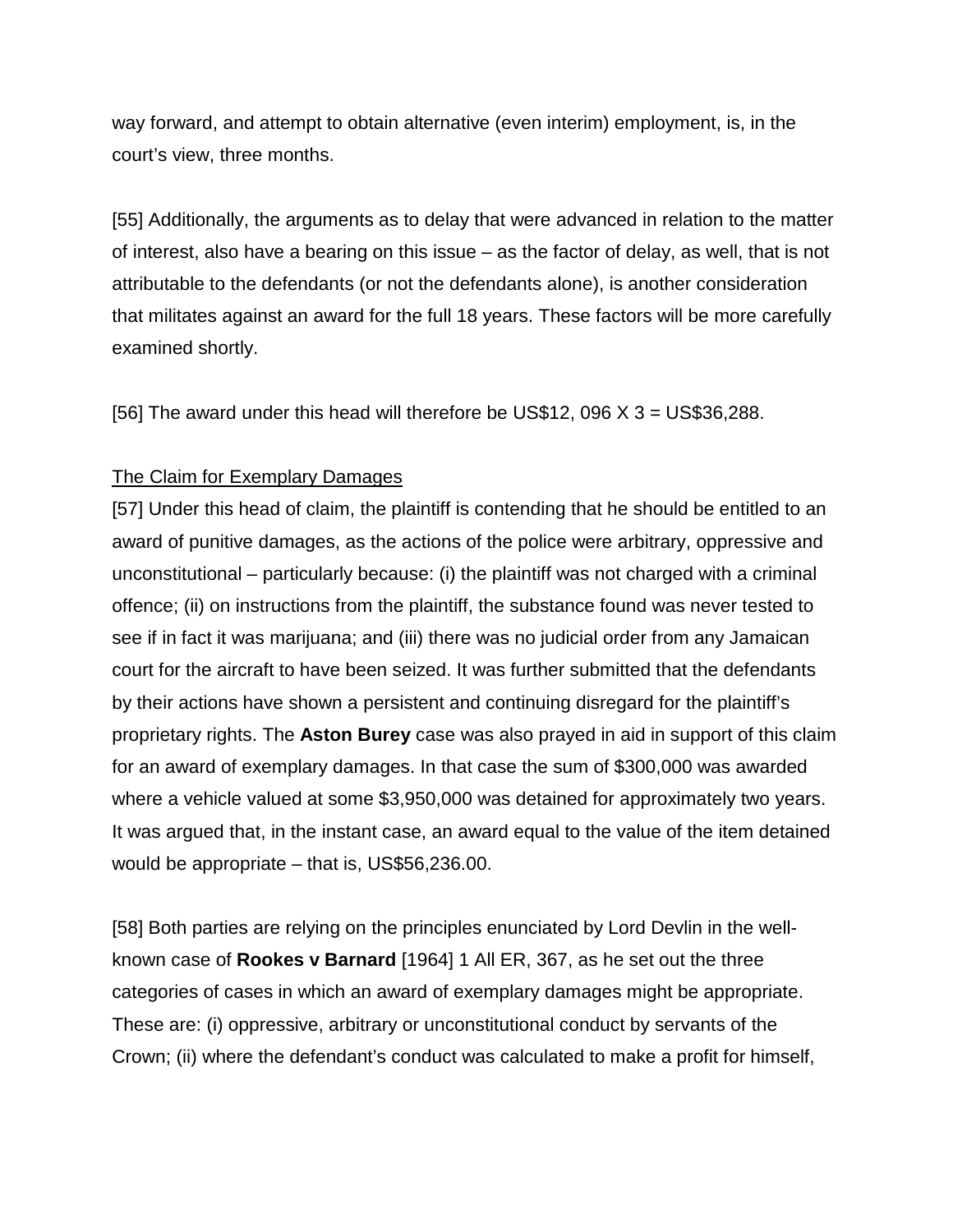way forward, and attempt to obtain alternative (even interim) employment, is, in the court's view, three months.

[55] Additionally, the arguments as to delay that were advanced in relation to the matter of interest, also have a bearing on this issue – as the factor of delay, as well, that is not attributable to the defendants (or not the defendants alone), is another consideration that militates against an award for the full 18 years. These factors will be more carefully examined shortly.

[56] The award under this head will therefore be US$12, 096 X 3 = US$36,288.

<u>The Claim for Exemplary Damages</u>

[57] Under this head of claim, the plaintiff is contending that he should be entitled to an award of punitive damages, as the actions of the police were arbitrary, oppressive and unconstitutional – particularly because: (i) the plaintiff was not charged with a criminal offence; (ii) on instructions from the plaintiff, the substance found was never tested to see if in fact it was marijuana; and (iii) there was no judicial order from any Jamaican court for the aircraft to have been seized. It was further submitted that the defendants by their actions have shown a persistent and continuing disregard for the plaintiff's proprietary rights. The **Aston Burey** case was also prayed in aid in support of this claim for an award of exemplary damages. In that case the sum of $300,000 was awarded where a vehicle valued at some $3,950,000 was detained for approximately two years. It was argued that, in the instant case, an award equal to the value of the item detained would be appropriate – that is, US$56,236.00.

[58] Both parties are relying on the principles enunciated by Lord Devlin in the well-known case of **Rookes v Barnard** [1964] 1 All ER, 367, as he set out the three categories of cases in which an award of exemplary damages might be appropriate. These are: (i) oppressive, arbitrary or unconstitutional conduct by servants of the Crown; (ii) where the defendant's conduct was calculated to make a profit for himself,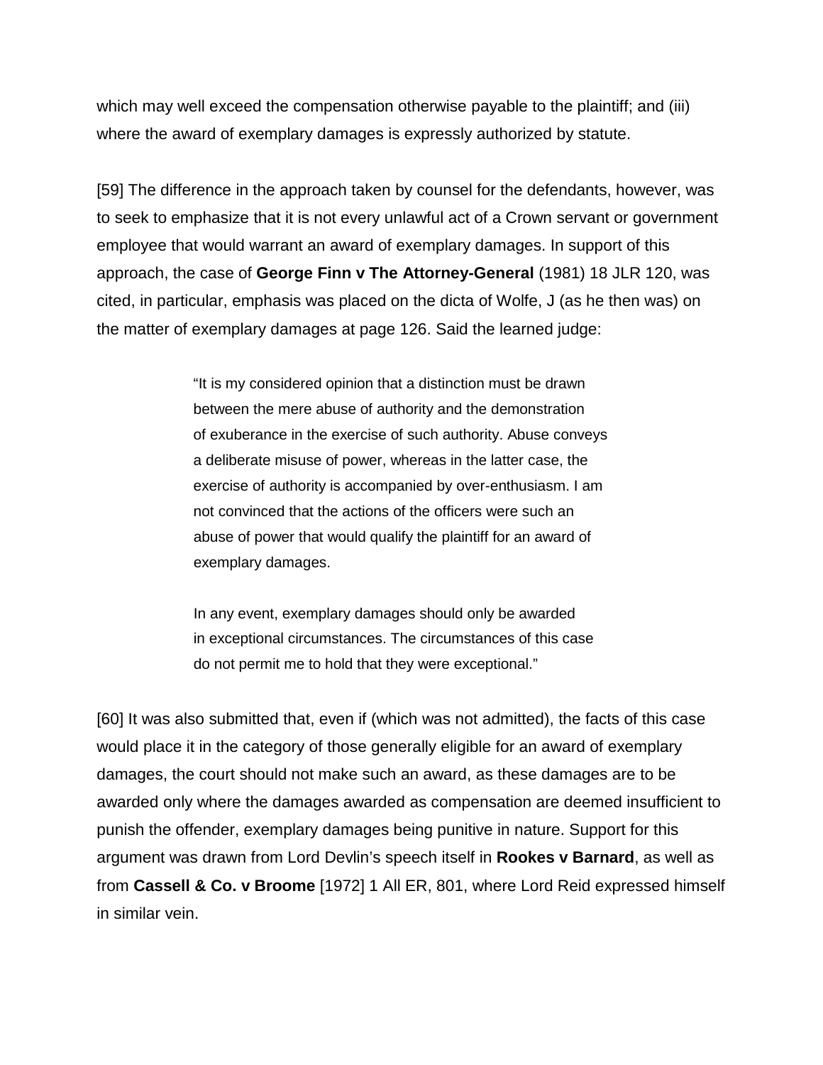which may well exceed the compensation otherwise payable to the plaintiff; and (iii) where the award of exemplary damages is expressly authorized by statute.

[59] The difference in the approach taken by counsel for the defendants, however, was to seek to emphasize that it is not every unlawful act of a Crown servant or government employee that would warrant an award of exemplary damages. In support of this approach, the case of **George Finn v The Attorney-General** (1981) 18 JLR 120, was cited, in particular, emphasis was placed on the dicta of Wolfe, J (as he then was) on the matter of exemplary damages at page 126. Said the learned judge:

> "It is my considered opinion that a distinction must be drawn between the mere abuse of authority and the demonstration of exuberance in the exercise of such authority. Abuse conveys a deliberate misuse of power, whereas in the latter case, the exercise of authority is accompanied by over-enthusiasm. I am not convinced that the actions of the officers were such an abuse of power that would qualify the plaintiff for an award of exemplary damages.
>
> In any event, exemplary damages should only be awarded in exceptional circumstances. The circumstances of this case do not permit me to hold that they were exceptional."

[60] It was also submitted that, even if (which was not admitted), the facts of this case would place it in the category of those generally eligible for an award of exemplary damages, the court should not make such an award, as these damages are to be awarded only where the damages awarded as compensation are deemed insufficient to punish the offender, exemplary damages being punitive in nature. Support for this argument was drawn from Lord Devlin's speech itself in **Rookes v Barnard**, as well as from **Cassell & Co. v Broome** [1972] 1 All ER, 801, where Lord Reid expressed himself in similar vein.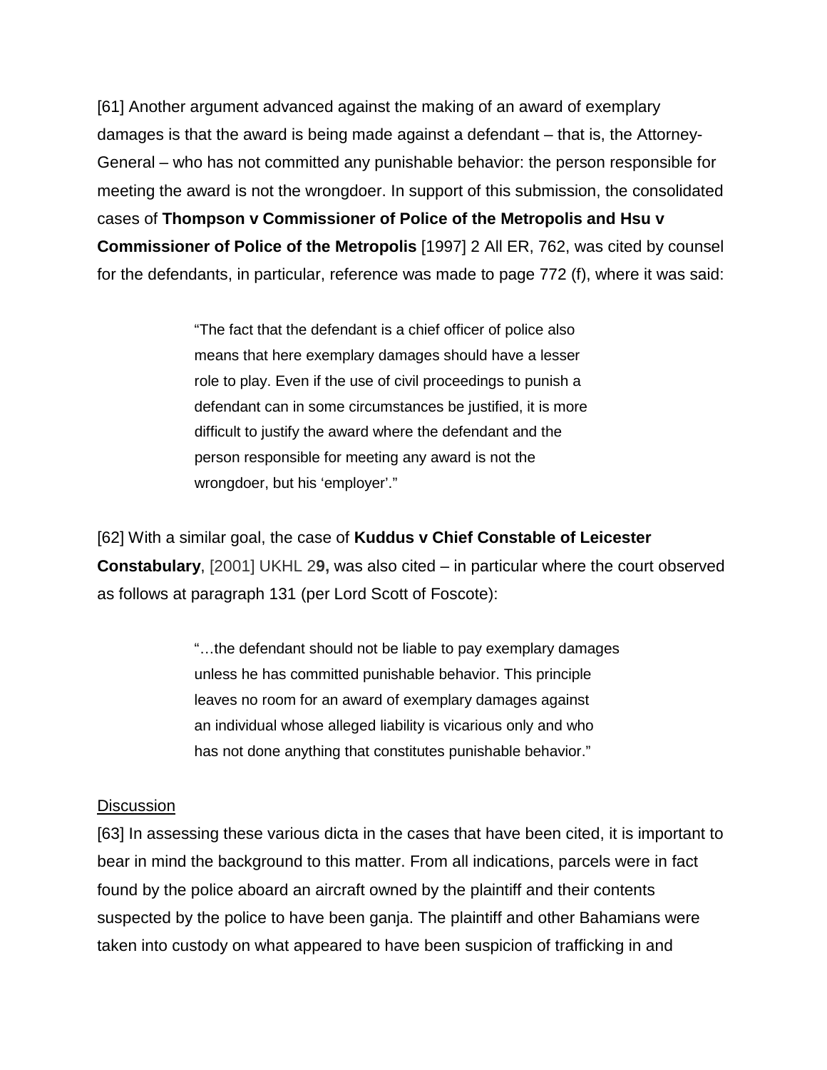[61] Another argument advanced against the making of an award of exemplary damages is that the award is being made against a defendant – that is, the Attorney-General – who has not committed any punishable behavior: the person responsible for meeting the award is not the wrongdoer. In support of this submission, the consolidated cases of **Thompson v Commissioner of Police of the Metropolis and Hsu v Commissioner of Police of the Metropolis** [1997] 2 All ER, 762, was cited by counsel for the defendants, in particular, reference was made to page 772 (f), where it was said:

> "The fact that the defendant is a chief officer of police also means that here exemplary damages should have a lesser role to play. Even if the use of civil proceedings to punish a defendant can in some circumstances be justified, it is more difficult to justify the award where the defendant and the person responsible for meeting any award is not the wrongdoer, but his 'employer'."

[62] With a similar goal, the case of **Kuddus v Chief Constable of Leicester Constabulary**, [2001] UKHL 2**9,** was also cited – in particular where the court observed as follows at paragraph 131 (per Lord Scott of Foscote):

> "…the defendant should not be liable to pay exemplary damages unless he has committed punishable behavior. This principle leaves no room for an award of exemplary damages against an individual whose alleged liability is vicarious only and who has not done anything that constitutes punishable behavior."

<u>Discussion</u>

[63] In assessing these various dicta in the cases that have been cited, it is important to bear in mind the background to this matter. From all indications, parcels were in fact found by the police aboard an aircraft owned by the plaintiff and their contents suspected by the police to have been ganja. The plaintiff and other Bahamians were taken into custody on what appeared to have been suspicion of trafficking in and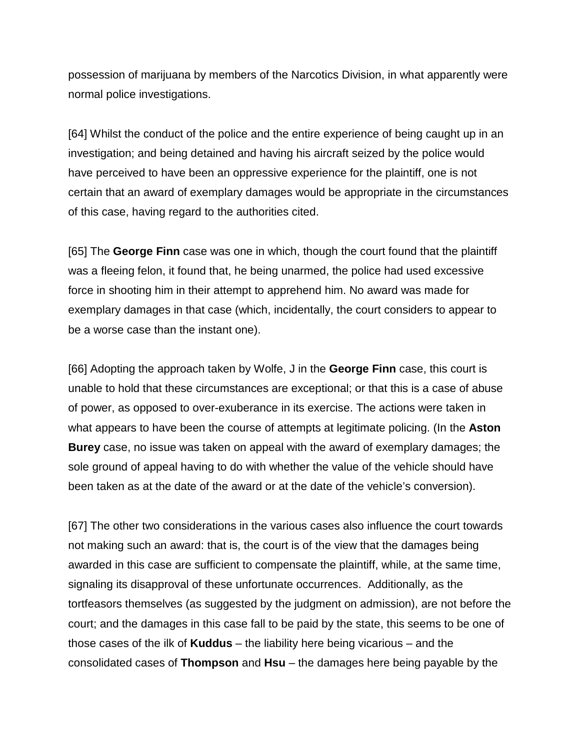possession of marijuana by members of the Narcotics Division, in what apparently were normal police investigations.

[64] Whilst the conduct of the police and the entire experience of being caught up in an investigation; and being detained and having his aircraft seized by the police would have perceived to have been an oppressive experience for the plaintiff, one is not certain that an award of exemplary damages would be appropriate in the circumstances of this case, having regard to the authorities cited.

[65] The **George Finn** case was one in which, though the court found that the plaintiff was a fleeing felon, it found that, he being unarmed, the police had used excessive force in shooting him in their attempt to apprehend him. No award was made for exemplary damages in that case (which, incidentally, the court considers to appear to be a worse case than the instant one).

[66] Adopting the approach taken by Wolfe, J in the **George Finn** case, this court is unable to hold that these circumstances are exceptional; or that this is a case of abuse of power, as opposed to over-exuberance in its exercise. The actions were taken in what appears to have been the course of attempts at legitimate policing. (In the **Aston Burey** case, no issue was taken on appeal with the award of exemplary damages; the sole ground of appeal having to do with whether the value of the vehicle should have been taken as at the date of the award or at the date of the vehicle's conversion).

[67] The other two considerations in the various cases also influence the court towards not making such an award: that is, the court is of the view that the damages being awarded in this case are sufficient to compensate the plaintiff, while, at the same time, signaling its disapproval of these unfortunate occurrences. Additionally, as the tortfeasors themselves (as suggested by the judgment on admission), are not before the court; and the damages in this case fall to be paid by the state, this seems to be one of those cases of the ilk of **Kuddus** – the liability here being vicarious – and the consolidated cases of **Thompson** and **Hsu** – the damages here being payable by the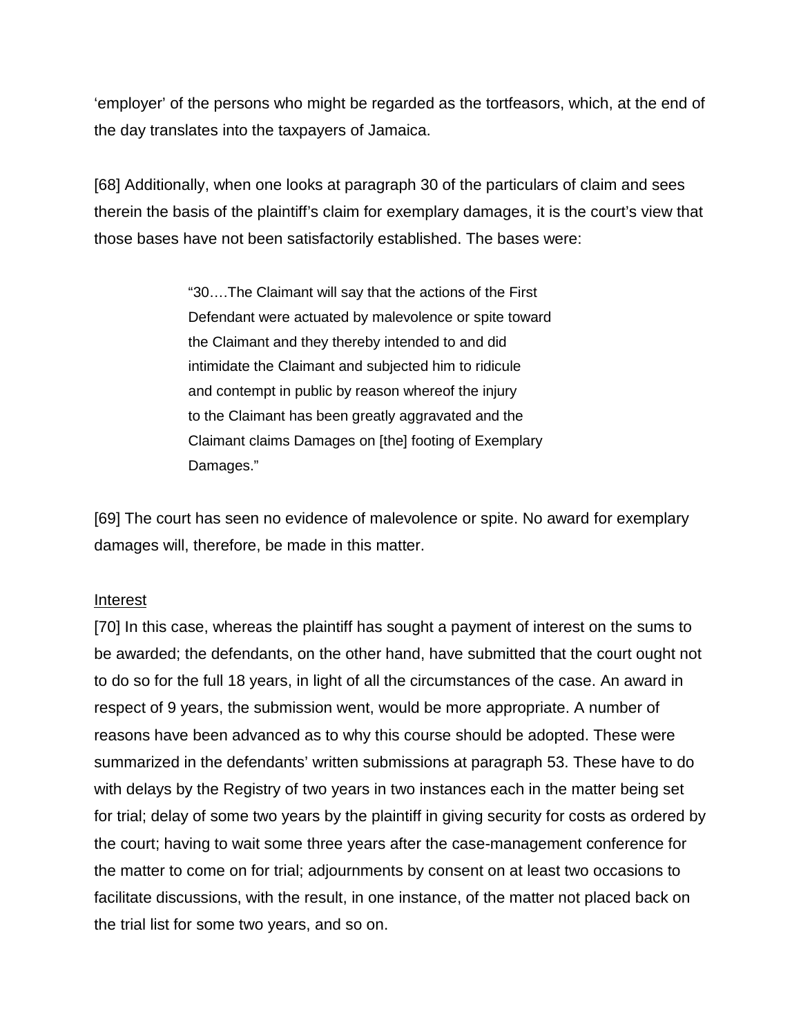'employer' of the persons who might be regarded as the tortfeasors, which, at the end of the day translates into the taxpayers of Jamaica.

[68] Additionally, when one looks at paragraph 30 of the particulars of claim and sees therein the basis of the plaintiff's claim for exemplary damages, it is the court's view that those bases have not been satisfactorily established. The bases were:

> "30….The Claimant will say that the actions of the First Defendant were actuated by malevolence or spite toward the Claimant and they thereby intended to and did intimidate the Claimant and subjected him to ridicule and contempt in public by reason whereof the injury to the Claimant has been greatly aggravated and the Claimant claims Damages on [the] footing of Exemplary Damages."

[69] The court has seen no evidence of malevolence or spite. No award for exemplary damages will, therefore, be made in this matter.

<u>Interest</u>

[70] In this case, whereas the plaintiff has sought a payment of interest on the sums to be awarded; the defendants, on the other hand, have submitted that the court ought not to do so for the full 18 years, in light of all the circumstances of the case. An award in respect of 9 years, the submission went, would be more appropriate. A number of reasons have been advanced as to why this course should be adopted. These were summarized in the defendants' written submissions at paragraph 53. These have to do with delays by the Registry of two years in two instances each in the matter being set for trial; delay of some two years by the plaintiff in giving security for costs as ordered by the court; having to wait some three years after the case-management conference for the matter to come on for trial; adjournments by consent on at least two occasions to facilitate discussions, with the result, in one instance, of the matter not placed back on the trial list for some two years, and so on.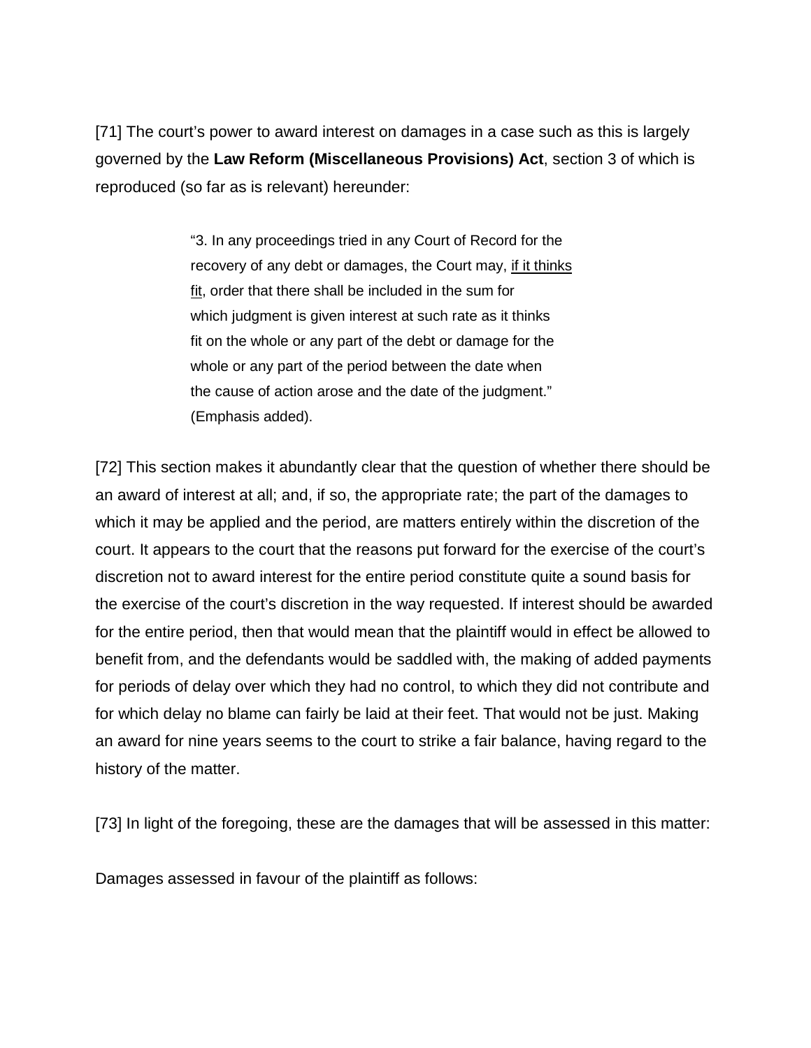[71] The court's power to award interest on damages in a case such as this is largely governed by the **Law Reform (Miscellaneous Provisions) Act**, section 3 of which is reproduced (so far as is relevant) hereunder:

> "3. In any proceedings tried in any Court of Record for the recovery of any debt or damages, the Court may, <u>if it thinks fit</u>, order that there shall be included in the sum for which judgment is given interest at such rate as it thinks fit on the whole or any part of the debt or damage for the whole or any part of the period between the date when the cause of action arose and the date of the judgment." (Emphasis added).

[72] This section makes it abundantly clear that the question of whether there should be an award of interest at all; and, if so, the appropriate rate; the part of the damages to which it may be applied and the period, are matters entirely within the discretion of the court. It appears to the court that the reasons put forward for the exercise of the court's discretion not to award interest for the entire period constitute quite a sound basis for the exercise of the court's discretion in the way requested. If interest should be awarded for the entire period, then that would mean that the plaintiff would in effect be allowed to benefit from, and the defendants would be saddled with, the making of added payments for periods of delay over which they had no control, to which they did not contribute and for which delay no blame can fairly be laid at their feet. That would not be just. Making an award for nine years seems to the court to strike a fair balance, having regard to the history of the matter.

[73] In light of the foregoing, these are the damages that will be assessed in this matter:

Damages assessed in favour of the plaintiff as follows: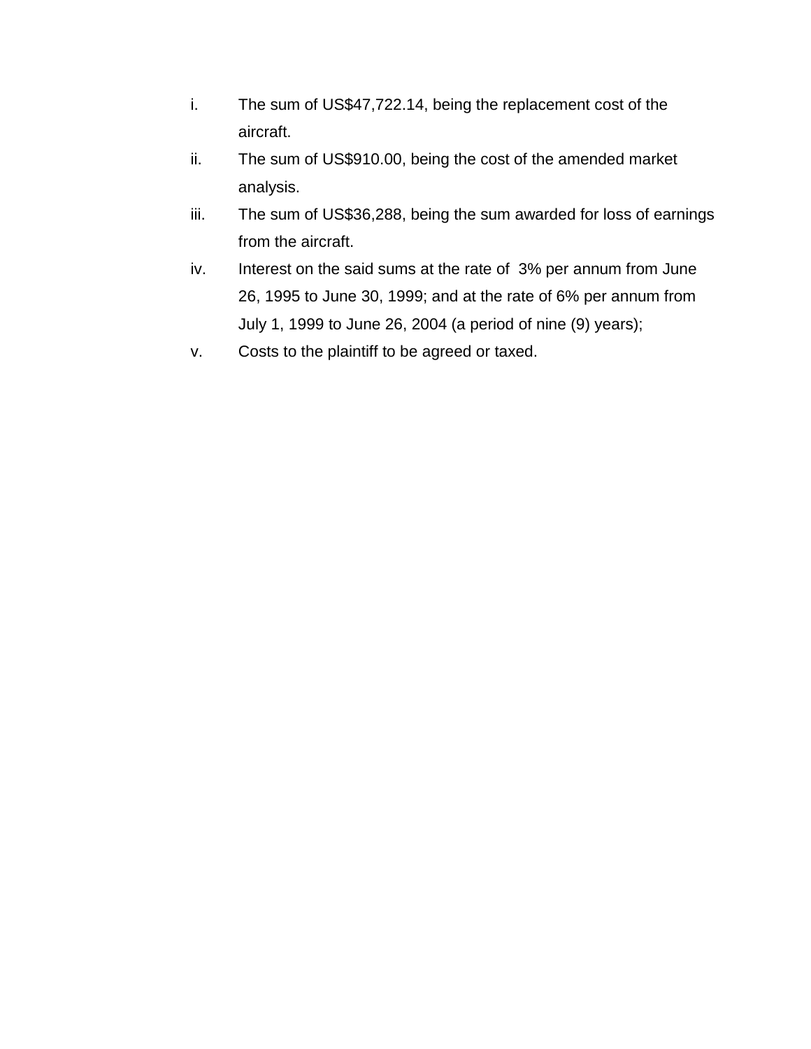i. The sum of US$47,722.14, being the replacement cost of the aircraft.
ii. The sum of US$910.00, being the cost of the amended market analysis.
iii. The sum of US$36,288, being the sum awarded for loss of earnings from the aircraft.
iv. Interest on the said sums at the rate of 3% per annum from June 26, 1995 to June 30, 1999; and at the rate of 6% per annum from July 1, 1999 to June 26, 2004 (a period of nine (9) years);
v. Costs to the plaintiff to be agreed or taxed.